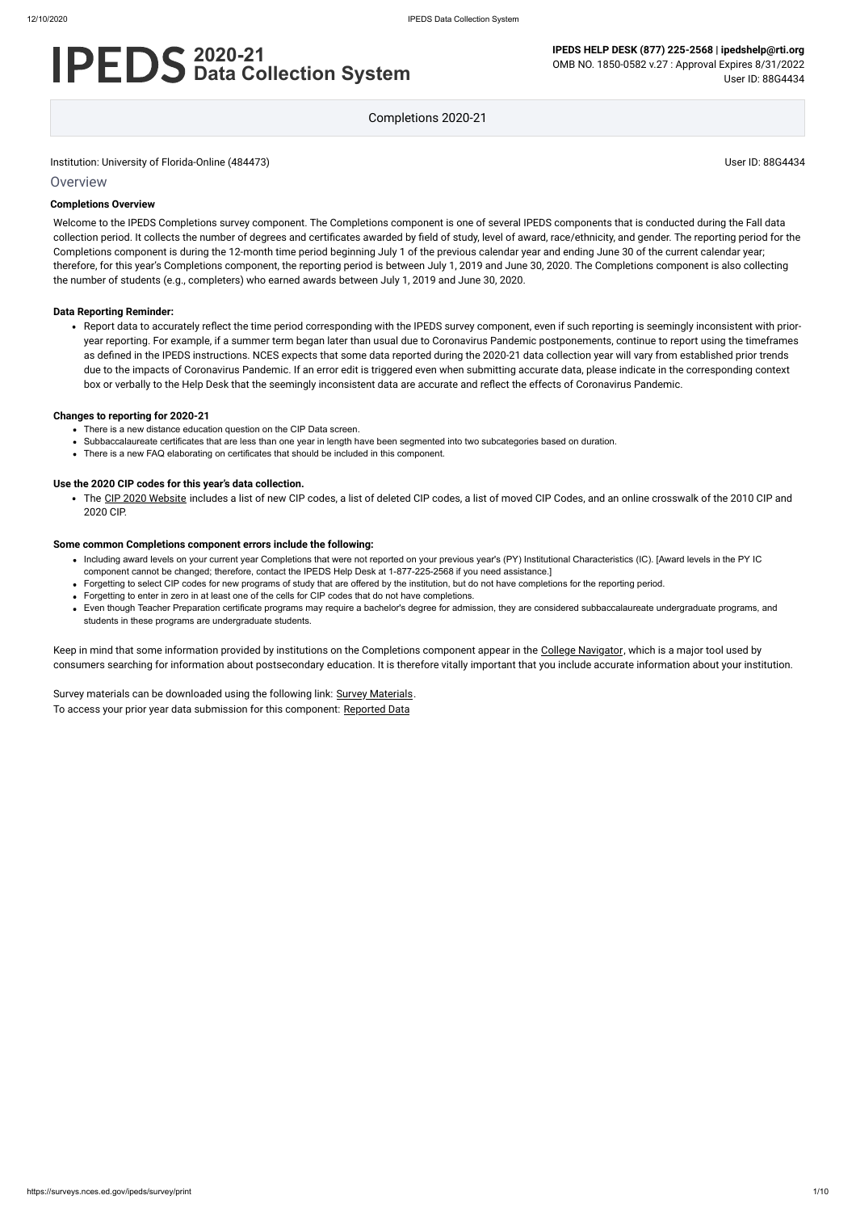# IPEDS 2020-21 Data Collection System

**IPEDS HELP DESK (877) 225-2568 | ipedshelp@rti.org**
OMB NO. 1850-0582 v.27 : Approval Expires 8/31/2022
User ID: 88G4434

Completions 2020-21

Institution: University of Florida-Online (484473)    User ID: 88G4434

## Overview

### Completions Overview

Welcome to the IPEDS Completions survey component. The Completions component is one of several IPEDS components that is conducted during the Fall data collection period. It collects the number of degrees and certificates awarded by field of study, level of award, race/ethnicity, and gender. The reporting period for the Completions component is during the 12-month time period beginning July 1 of the previous calendar year and ending June 30 of the current calendar year; therefore, for this year's Completions component, the reporting period is between July 1, 2019 and June 30, 2020. The Completions component is also collecting the number of students (e.g., completers) who earned awards between July 1, 2019 and June 30, 2020.

### Data Reporting Reminder:

- Report data to accurately reflect the time period corresponding with the IPEDS survey component, even if such reporting is seemingly inconsistent with prior-year reporting. For example, if a summer term began later than usual due to Coronavirus Pandemic postponements, continue to report using the timeframes as defined in the IPEDS instructions. NCES expects that some data reported during the 2020-21 data collection year will vary from established prior trends due to the impacts of Coronavirus Pandemic. If an error edit is triggered even when submitting accurate data, please indicate in the corresponding context box or verbally to the Help Desk that the seemingly inconsistent data are accurate and reflect the effects of Coronavirus Pandemic.

### Changes to reporting for 2020-21

- There is a new distance education question on the CIP Data screen.
- Subbaccalaureate certificates that are less than one year in length have been segmented into two subcategories based on duration.
- There is a new FAQ elaborating on certificates that should be included in this component.

### Use the 2020 CIP codes for this year's data collection.

- The CIP 2020 Website includes a list of new CIP codes, a list of deleted CIP codes, a list of moved CIP Codes, and an online crosswalk of the 2010 CIP and 2020 CIP.

### Some common Completions component errors include the following:

- Including award levels on your current year Completions that were not reported on your previous year's (PY) Institutional Characteristics (IC). [Award levels in the PY IC component cannot be changed; therefore, contact the IPEDS Help Desk at 1-877-225-2568 if you need assistance.]
- Forgetting to select CIP codes for new programs of study that are offered by the institution, but do not have completions for the reporting period.
- Forgetting to enter in zero in at least one of the cells for CIP codes that do not have completions.
- Even though Teacher Preparation certificate programs may require a bachelor's degree for admission, they are considered subbaccalaureate undergraduate programs, and students in these programs are undergraduate students.

Keep in mind that some information provided by institutions on the Completions component appear in the College Navigator, which is a major tool used by consumers searching for information about postsecondary education. It is therefore vitally important that you include accurate information about your institution.

Survey materials can be downloaded using the following link: Survey Materials.
To access your prior year data submission for this component: Reported Data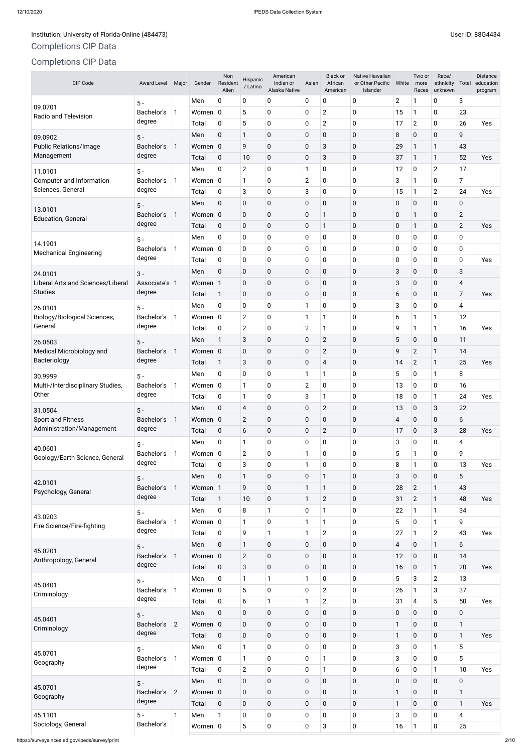Institution: University of Florida-Online (484473)

User ID: 88G4434

## Completions CIP Data

## Completions CIP Data

| CIP Code | Award Level | Major | Gender | Non Resident Alien | Hispanic / Latino | American Indian or Alaska Native | Asian | Black or African American | Native Hawaiian or Other Pacific Islander | White | Two or more Races | Race/ ethnicity unknown | Total | Distance education program |
|---|---|---|---|---|---|---|---|---|---|---|---|---|---|---|
| 09.0701 Radio and Television | 5 - Bachelor's degree | 1 | Men | 0 | 0 | 0 | 0 | 0 | 0 | 2 | 1 | 0 | 3 | |
| | | | Women | 0 | 5 | 0 | 0 | 2 | 0 | 15 | 1 | 0 | 23 | |
| | | | Total | 0 | 5 | 0 | 0 | 2 | 0 | 17 | 2 | 0 | 26 | Yes |
| 09.0902 Public Relations/Image Management | 5 - Bachelor's degree | 1 | Men | 0 | 1 | 0 | 0 | 0 | 0 | 8 | 0 | 0 | 9 | |
| | | | Women | 0 | 9 | 0 | 0 | 3 | 0 | 29 | 1 | 1 | 43 | |
| | | | Total | 0 | 10 | 0 | 0 | 3 | 0 | 37 | 1 | 1 | 52 | Yes |
| 11.0101 Computer and Information Sciences, General | 5 - Bachelor's degree | 1 | Men | 0 | 2 | 0 | 1 | 0 | 0 | 12 | 0 | 2 | 17 | |
| | | | Women | 0 | 1 | 0 | 2 | 0 | 0 | 3 | 1 | 0 | 7 | |
| | | | Total | 0 | 3 | 0 | 3 | 0 | 0 | 15 | 1 | 2 | 24 | Yes |
| 13.0101 Education, General | 5 - Bachelor's degree | 1 | Men | 0 | 0 | 0 | 0 | 0 | 0 | 0 | 0 | 0 | 0 | |
| | | | Women | 0 | 0 | 0 | 0 | 1 | 0 | 0 | 1 | 0 | 2 | |
| | | | Total | 0 | 0 | 0 | 0 | 1 | 0 | 0 | 1 | 0 | 2 | Yes |
| 14.1901 Mechanical Engineering | 5 - Bachelor's degree | 1 | Men | 0 | 0 | 0 | 0 | 0 | 0 | 0 | 0 | 0 | 0 | |
| | | | Women | 0 | 0 | 0 | 0 | 0 | 0 | 0 | 0 | 0 | 0 | |
| | | | Total | 0 | 0 | 0 | 0 | 0 | 0 | 0 | 0 | 0 | 0 | Yes |
| 24.0101 Liberal Arts and Sciences/Liberal Studies | 3 - Associate's degree | 1 | Men | 0 | 0 | 0 | 0 | 0 | 0 | 3 | 0 | 0 | 3 | |
| | | | Women | 1 | 0 | 0 | 0 | 0 | 0 | 3 | 0 | 0 | 4 | |
| | | | Total | 1 | 0 | 0 | 0 | 0 | 0 | 6 | 0 | 0 | 7 | Yes |
| 26.0101 Biology/Biological Sciences, General | 5 - Bachelor's degree | 1 | Men | 0 | 0 | 0 | 1 | 0 | 0 | 3 | 0 | 0 | 4 | |
| | | | Women | 0 | 2 | 0 | 1 | 1 | 0 | 6 | 1 | 1 | 12 | |
| | | | Total | 0 | 2 | 0 | 2 | 1 | 0 | 9 | 1 | 1 | 16 | Yes |
| 26.0503 Medical Microbiology and Bacteriology | 5 - Bachelor's degree | 1 | Men | 1 | 3 | 0 | 0 | 2 | 0 | 5 | 0 | 0 | 11 | |
| | | | Women | 0 | 0 | 0 | 0 | 2 | 0 | 9 | 2 | 1 | 14 | |
| | | | Total | 1 | 3 | 0 | 0 | 4 | 0 | 14 | 2 | 1 | 25 | Yes |
| 30.9999 Multi-/Interdisciplinary Studies, Other | 5 - Bachelor's degree | 1 | Men | 0 | 0 | 0 | 1 | 1 | 0 | 5 | 0 | 1 | 8 | |
| | | | Women | 0 | 1 | 0 | 2 | 0 | 0 | 13 | 0 | 0 | 16 | |
| | | | Total | 0 | 1 | 0 | 3 | 1 | 0 | 18 | 0 | 1 | 24 | Yes |
| 31.0504 Sport and Fitness Administration/Management | 5 - Bachelor's degree | 1 | Men | 0 | 4 | 0 | 0 | 2 | 0 | 13 | 0 | 3 | 22 | |
| | | | Women | 0 | 2 | 0 | 0 | 0 | 0 | 4 | 0 | 0 | 6 | |
| | | | Total | 0 | 6 | 0 | 0 | 2 | 0 | 17 | 0 | 3 | 28 | Yes |
| 40.0601 Geology/Earth Science, General | 5 - Bachelor's degree | 1 | Men | 0 | 1 | 0 | 0 | 0 | 0 | 3 | 0 | 0 | 4 | |
| | | | Women | 0 | 2 | 0 | 1 | 0 | 0 | 5 | 1 | 0 | 9 | |
| | | | Total | 0 | 3 | 0 | 1 | 0 | 0 | 8 | 1 | 0 | 13 | Yes |
| 42.0101 Psychology, General | 5 - Bachelor's degree | 1 | Men | 0 | 1 | 0 | 0 | 1 | 0 | 3 | 0 | 0 | 5 | |
| | | | Women | 1 | 9 | 0 | 1 | 1 | 0 | 28 | 2 | 1 | 43 | |
| | | | Total | 1 | 10 | 0 | 1 | 2 | 0 | 31 | 2 | 1 | 48 | Yes |
| 43.0203 Fire Science/Fire-fighting | 5 - Bachelor's degree | 1 | Men | 0 | 8 | 1 | 0 | 1 | 0 | 22 | 1 | 1 | 34 | |
| | | | Women | 0 | 1 | 0 | 1 | 1 | 0 | 5 | 0 | 1 | 9 | |
| | | | Total | 0 | 9 | 1 | 1 | 2 | 0 | 27 | 1 | 2 | 43 | Yes |
| 45.0201 Anthropology, General | 5 - Bachelor's degree | 1 | Men | 0 | 1 | 0 | 0 | 0 | 0 | 4 | 0 | 1 | 6 | |
| | | | Women | 0 | 2 | 0 | 0 | 0 | 0 | 12 | 0 | 0 | 14 | |
| | | | Total | 0 | 3 | 0 | 0 | 0 | 0 | 16 | 0 | 1 | 20 | Yes |
| 45.0401 Criminology | 5 - Bachelor's degree | 1 | Men | 0 | 1 | 1 | 1 | 0 | 0 | 5 | 3 | 2 | 13 | |
| | | | Women | 0 | 5 | 0 | 0 | 2 | 0 | 26 | 1 | 3 | 37 | |
| | | | Total | 0 | 6 | 1 | 1 | 2 | 0 | 31 | 4 | 5 | 50 | Yes |
| 45.0401 Criminology | 5 - Bachelor's degree | 2 | Men | 0 | 0 | 0 | 0 | 0 | 0 | 0 | 0 | 0 | 0 | |
| | | | Women | 0 | 0 | 0 | 0 | 0 | 0 | 1 | 0 | 0 | 1 | |
| | | | Total | 0 | 0 | 0 | 0 | 0 | 0 | 1 | 0 | 0 | 1 | Yes |
| 45.0701 Geography | 5 - Bachelor's degree | 1 | Men | 0 | 1 | 0 | 0 | 0 | 0 | 3 | 0 | 1 | 5 | |
| | | | Women | 0 | 1 | 0 | 0 | 1 | 0 | 3 | 0 | 0 | 5 | |
| | | | Total | 0 | 2 | 0 | 0 | 1 | 0 | 6 | 0 | 1 | 10 | Yes |
| 45.0701 Geography | 5 - Bachelor's degree | 2 | Men | 0 | 0 | 0 | 0 | 0 | 0 | 0 | 0 | 0 | 0 | |
| | | | Women | 0 | 0 | 0 | 0 | 0 | 0 | 1 | 0 | 0 | 1 | |
| | | | Total | 0 | 0 | 0 | 0 | 0 | 0 | 1 | 0 | 0 | 1 | Yes |
| 45.1101 Sociology, General | 5 - Bachelor's | 1 | Men | 1 | 0 | 0 | 0 | 0 | 0 | 3 | 0 | 0 | 4 | |
| | | | Women | 0 | 5 | 0 | 0 | 3 | 0 | 16 | 1 | 0 | 25 | |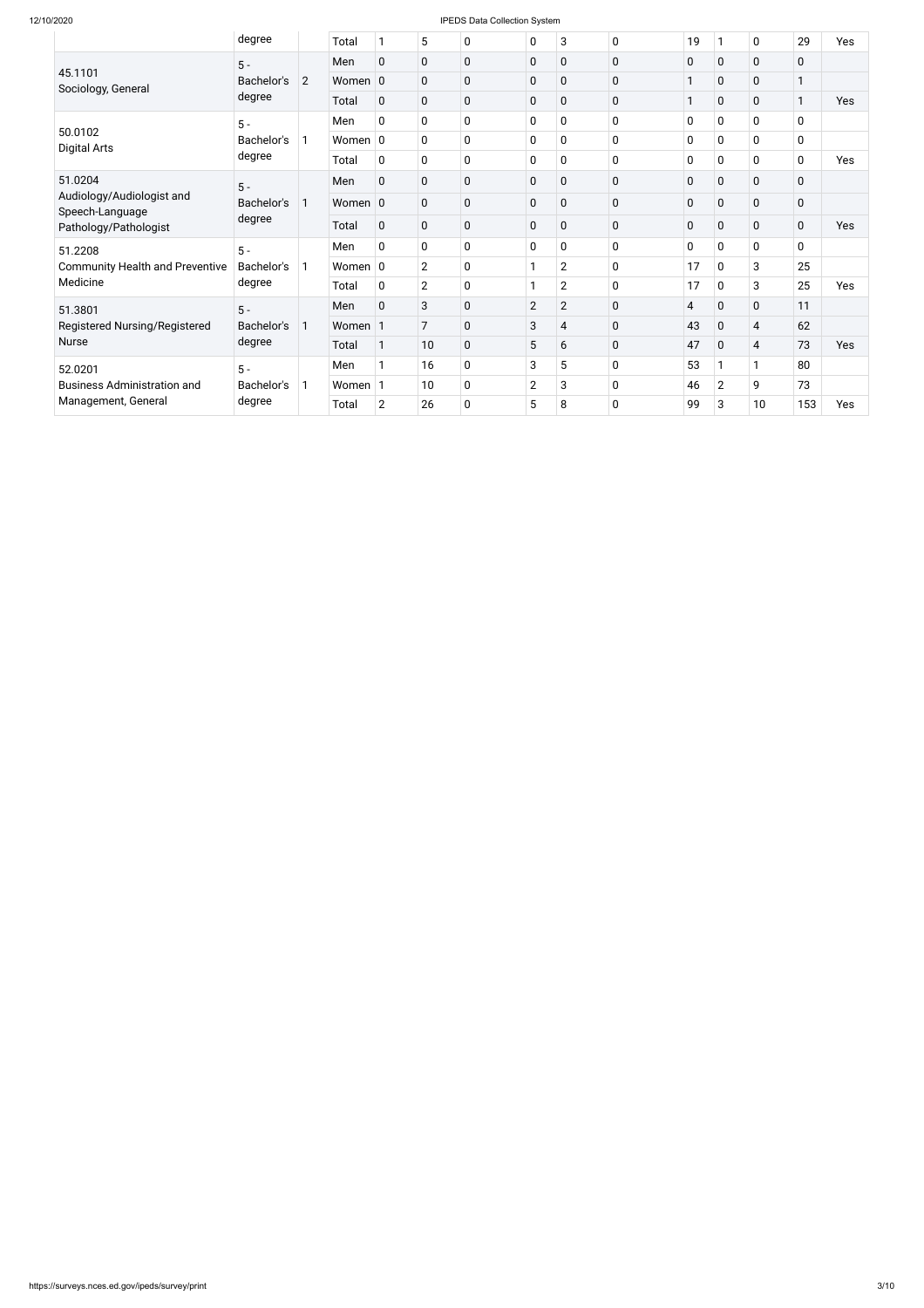| | | | | | | | | | | | | | | | |
|---|---|---|---|---|---|---|---|---|---|---|---|---|---|---|---|
| | degree | | Total | 1 | 5 | 0 | 0 | 3 | 0 | 19 | 1 | 0 | 29 | Yes |
| 45.1101 Sociology, General | 5 - Bachelor's degree | 2 | Men | 0 | 0 | 0 | 0 | 0 | 0 | 0 | 0 | 0 | 0 | |
| | | | Women | 0 | 0 | 0 | 0 | 0 | 0 | 1 | 0 | 0 | 1 | |
| | | | Total | 0 | 0 | 0 | 0 | 0 | 0 | 1 | 0 | 0 | 1 | Yes |
| 50.0102 Digital Arts | 5 - Bachelor's degree | 1 | Men | 0 | 0 | 0 | 0 | 0 | 0 | 0 | 0 | 0 | 0 | |
| | | | Women | 0 | 0 | 0 | 0 | 0 | 0 | 0 | 0 | 0 | 0 | |
| | | | Total | 0 | 0 | 0 | 0 | 0 | 0 | 0 | 0 | 0 | 0 | Yes |
| 51.0204 Audiology/Audiologist and Speech-Language Pathology/Pathologist | 5 - Bachelor's degree | 1 | Men | 0 | 0 | 0 | 0 | 0 | 0 | 0 | 0 | 0 | 0 | |
| | | | Women | 0 | 0 | 0 | 0 | 0 | 0 | 0 | 0 | 0 | 0 | |
| | | | Total | 0 | 0 | 0 | 0 | 0 | 0 | 0 | 0 | 0 | 0 | Yes |
| 51.2208 Community Health and Preventive Medicine | 5 - Bachelor's degree | 1 | Men | 0 | 0 | 0 | 0 | 0 | 0 | 0 | 0 | 0 | 0 | |
| | | | Women | 0 | 2 | 0 | 1 | 2 | 0 | 17 | 0 | 3 | 25 | |
| | | | Total | 0 | 2 | 0 | 1 | 2 | 0 | 17 | 0 | 3 | 25 | Yes |
| 51.3801 Registered Nursing/Registered Nurse | 5 - Bachelor's degree | 1 | Men | 0 | 3 | 0 | 2 | 2 | 0 | 4 | 0 | 0 | 11 | |
| | | | Women | 1 | 7 | 0 | 3 | 4 | 0 | 43 | 0 | 4 | 62 | |
| | | | Total | 1 | 10 | 0 | 5 | 6 | 0 | 47 | 0 | 4 | 73 | Yes |
| 52.0201 Business Administration and Management, General | 5 - Bachelor's degree | 1 | Men | 1 | 16 | 0 | 3 | 5 | 0 | 53 | 1 | 1 | 80 | |
| | | | Women | 1 | 10 | 0 | 2 | 3 | 0 | 46 | 2 | 9 | 73 | |
| | | | Total | 2 | 26 | 0 | 5 | 8 | 0 | 99 | 3 | 10 | 153 | Yes |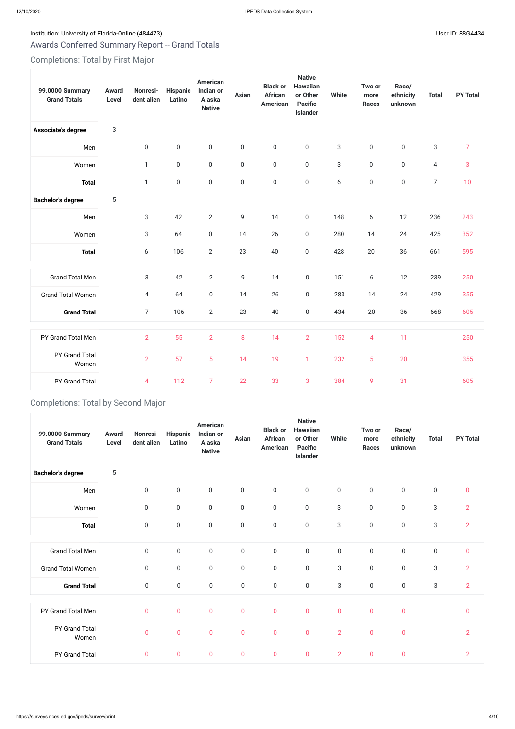Institution: University of Florida-Online (484473)

User ID: 88G4434

## Awards Conferred Summary Report -- Grand Totals

### Completions: Total by First Major

| 99.0000 Summary Grand Totals | Award Level | Nonresident alien | Hispanic Latino | American Indian or Alaska Native | Asian | Black or African American | Native Hawaiian or Other Pacific Islander | White | Two or more Races | Race/ ethnicity unknown | Total | PY Total |
|---|---|---|---|---|---|---|---|---|---|---|---|---|
| **Associate's degree** | 3 | | | | | | | | | | | |
| Men | | 0 | 0 | 0 | 0 | 0 | 0 | 3 | 0 | 0 | 3 | 7 |
| Women | | 1 | 0 | 0 | 0 | 0 | 0 | 3 | 0 | 0 | 4 | 3 |
| **Total** | | 1 | 0 | 0 | 0 | 0 | 0 | 6 | 0 | 0 | 7 | 10 |
| **Bachelor's degree** | 5 | | | | | | | | | | | |
| Men | | 3 | 42 | 2 | 9 | 14 | 0 | 148 | 6 | 12 | 236 | 243 |
| Women | | 3 | 64 | 0 | 14 | 26 | 0 | 280 | 14 | 24 | 425 | 352 |
| **Total** | | 6 | 106 | 2 | 23 | 40 | 0 | 428 | 20 | 36 | 661 | 595 |
| Grand Total Men | | 3 | 42 | 2 | 9 | 14 | 0 | 151 | 6 | 12 | 239 | 250 |
| Grand Total Women | | 4 | 64 | 0 | 14 | 26 | 0 | 283 | 14 | 24 | 429 | 355 |
| **Grand Total** | | 7 | 106 | 2 | 23 | 40 | 0 | 434 | 20 | 36 | 668 | 605 |
| PY Grand Total Men | | 2 | 55 | 2 | 8 | 14 | 2 | 152 | 4 | 11 | | 250 |
| PY Grand Total Women | | 2 | 57 | 5 | 14 | 19 | 1 | 232 | 5 | 20 | | 355 |
| PY Grand Total | | 4 | 112 | 7 | 22 | 33 | 3 | 384 | 9 | 31 | | 605 |

### Completions: Total by Second Major

| 99.0000 Summary Grand Totals | Award Level | Nonresident alien | Hispanic Latino | American Indian or Alaska Native | Asian | Black or African American | Native Hawaiian or Other Pacific Islander | White | Two or more Races | Race/ ethnicity unknown | Total | PY Total |
|---|---|---|---|---|---|---|---|---|---|---|---|---|
| **Bachelor's degree** | 5 | | | | | | | | | | | |
| Men | | 0 | 0 | 0 | 0 | 0 | 0 | 0 | 0 | 0 | 0 | 0 |
| Women | | 0 | 0 | 0 | 0 | 0 | 0 | 3 | 0 | 0 | 3 | 2 |
| **Total** | | 0 | 0 | 0 | 0 | 0 | 0 | 3 | 0 | 0 | 3 | 2 |
| Grand Total Men | | 0 | 0 | 0 | 0 | 0 | 0 | 0 | 0 | 0 | 0 | 0 |
| Grand Total Women | | 0 | 0 | 0 | 0 | 0 | 0 | 3 | 0 | 0 | 3 | 2 |
| **Grand Total** | | 0 | 0 | 0 | 0 | 0 | 0 | 3 | 0 | 0 | 3 | 2 |
| PY Grand Total Men | | 0 | 0 | 0 | 0 | 0 | 0 | 0 | 0 | 0 | | 0 |
| PY Grand Total Women | | 0 | 0 | 0 | 0 | 0 | 0 | 2 | 0 | 0 | | 2 |
| PY Grand Total | | 0 | 0 | 0 | 0 | 0 | 0 | 2 | 0 | 0 | | 2 |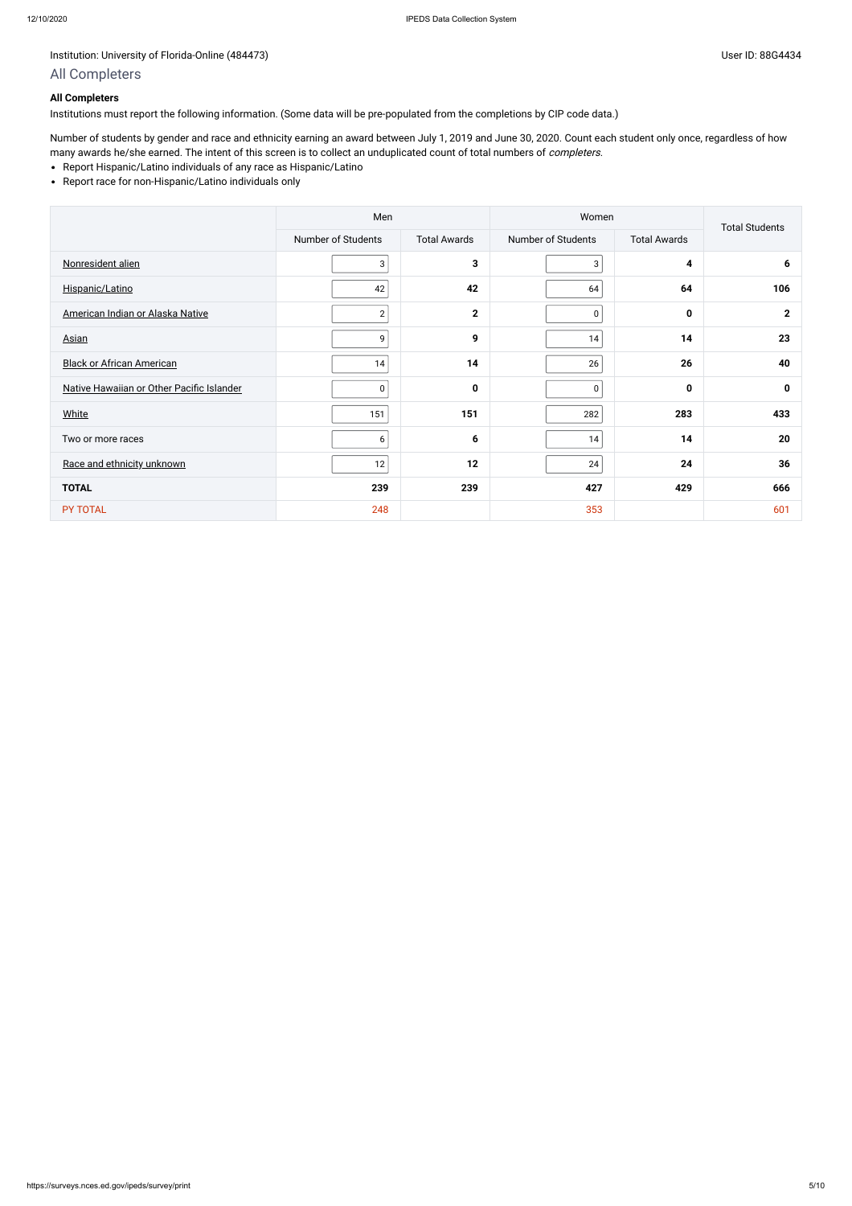Institution: University of Florida-Online (484473)

User ID: 88G4434

## All Completers

**All Completers**

Institutions must report the following information. (Some data will be pre-populated from the completions by CIP code data.)

Number of students by gender and race and ethnicity earning an award between July 1, 2019 and June 30, 2020. Count each student only once, regardless of how many awards he/she earned. The intent of this screen is to collect an unduplicated count of total numbers of *completers*.

- Report Hispanic/Latino individuals of any race as Hispanic/Latino
- Report race for non-Hispanic/Latino individuals only

| | Men | | Women | | Total Students |
|---|---|---|---|---|---|
| | Number of Students | Total Awards | Number of Students | Total Awards | |
| Nonresident alien | 3 | **3** | 3 | **4** | **6** |
| Hispanic/Latino | 42 | **42** | 64 | **64** | **106** |
| American Indian or Alaska Native | 2 | **2** | 0 | **0** | **2** |
| Asian | 9 | **9** | 14 | **14** | **23** |
| Black or African American | 14 | **14** | 26 | **26** | **40** |
| Native Hawaiian or Other Pacific Islander | 0 | **0** | 0 | **0** | **0** |
| White | 151 | **151** | 282 | **283** | **433** |
| Two or more races | 6 | **6** | 14 | **14** | **20** |
| Race and ethnicity unknown | 12 | **12** | 24 | **24** | **36** |
| **TOTAL** | **239** | **239** | **427** | **429** | **666** |
| PY TOTAL | 248 | | 353 | | 601 |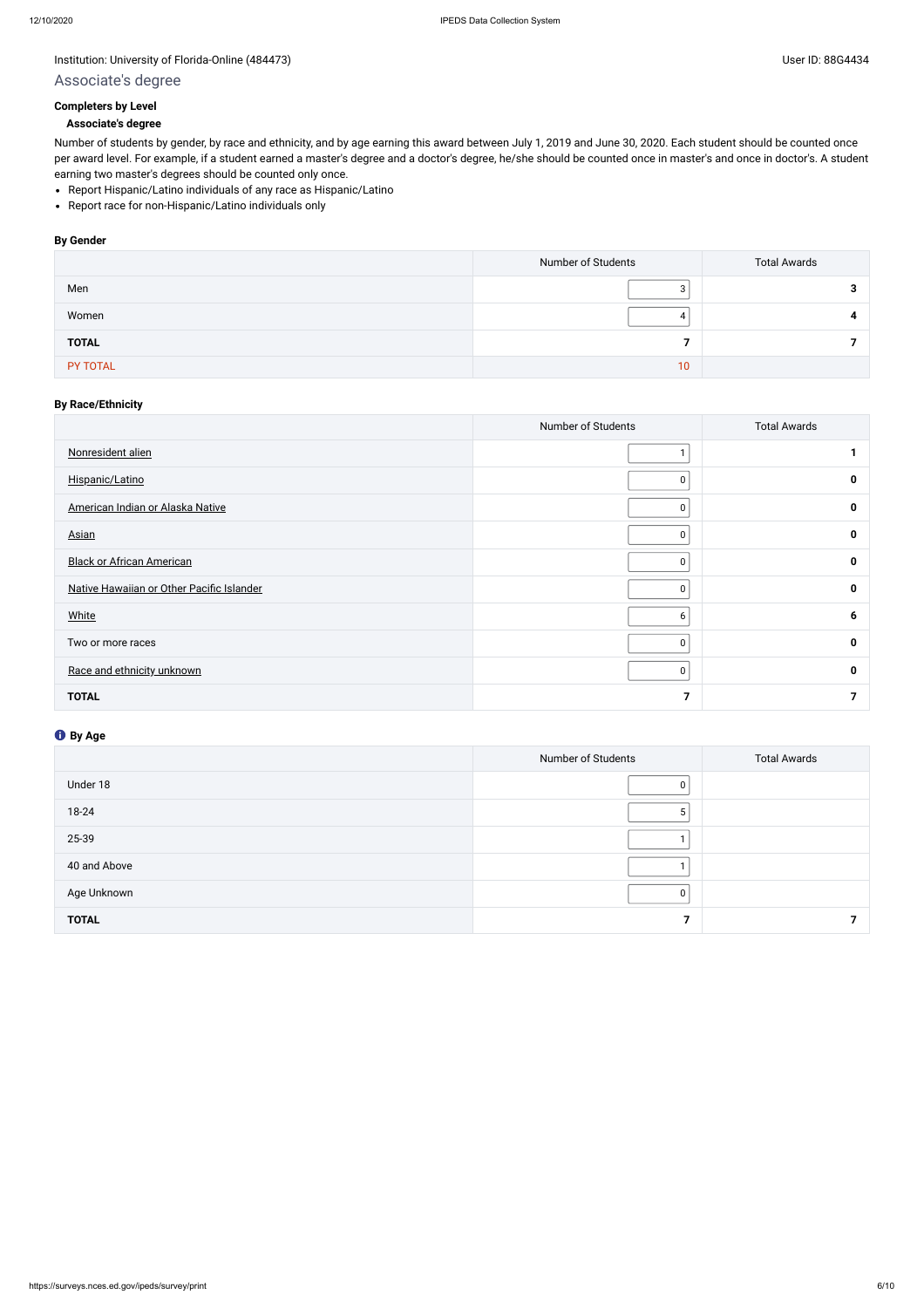Institution: University of Florida-Online (484473)

User ID: 88G4434

## Associate's degree

**Completers by Level**

**Associate's degree**

Number of students by gender, by race and ethnicity, and by age earning this award between July 1, 2019 and June 30, 2020. Each student should be counted once per award level. For example, if a student earned a master's degree and a doctor's degree, he/she should be counted once in master's and once in doctor's. A student earning two master's degrees should be counted only once.

- Report Hispanic/Latino individuals of any race as Hispanic/Latino
- Report race for non-Hispanic/Latino individuals only

### By Gender

| | Number of Students | Total Awards |
|---|---|---|
| Men | 3 | **3** |
| Women | 4 | **4** |
| **TOTAL** | **7** | **7** |
| PY TOTAL | 10 | |

### By Race/Ethnicity

| | Number of Students | Total Awards |
|---|---|---|
| Nonresident alien | 1 | **1** |
| Hispanic/Latino | 0 | **0** |
| American Indian or Alaska Native | 0 | **0** |
| Asian | 0 | **0** |
| Black or African American | 0 | **0** |
| Native Hawaiian or Other Pacific Islander | 0 | **0** |
| White | 6 | **6** |
| Two or more races | 0 | **0** |
| Race and ethnicity unknown | 0 | **0** |
| **TOTAL** | **7** | **7** |

### By Age

| | Number of Students | Total Awards |
|---|---|---|
| Under 18 | 0 | |
| 18-24 | 5 | |
| 25-39 | 1 | |
| 40 and Above | 1 | |
| Age Unknown | 0 | |
| **TOTAL** | **7** | **7** |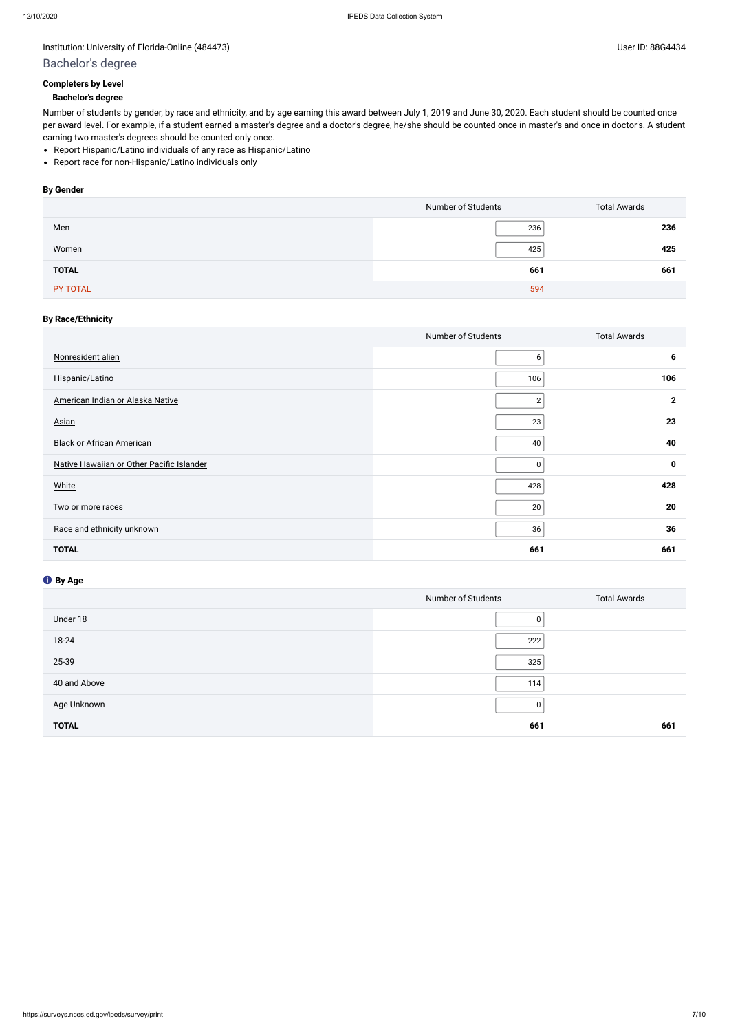Institution: University of Florida-Online (484473)

User ID: 88G4434

## Bachelor's degree

**Completers by Level**

**Bachelor's degree**

Number of students by gender, by race and ethnicity, and by age earning this award between July 1, 2019 and June 30, 2020. Each student should be counted once per award level. For example, if a student earned a master's degree and a doctor's degree, he/she should be counted once in master's and once in doctor's. A student earning two master's degrees should be counted only once.

- Report Hispanic/Latino individuals of any race as Hispanic/Latino
- Report race for non-Hispanic/Latino individuals only

### By Gender

| | Number of Students | Total Awards |
|---|---|---|
| Men | 236 | **236** |
| Women | 425 | **425** |
| **TOTAL** | **661** | **661** |
| PY TOTAL | 594 | |

### By Race/Ethnicity

| | Number of Students | Total Awards |
|---|---|---|
| Nonresident alien | 6 | **6** |
| Hispanic/Latino | 106 | **106** |
| American Indian or Alaska Native | 2 | **2** |
| Asian | 23 | **23** |
| Black or African American | 40 | **40** |
| Native Hawaiian or Other Pacific Islander | 0 | **0** |
| White | 428 | **428** |
| Two or more races | 20 | **20** |
| Race and ethnicity unknown | 36 | **36** |
| **TOTAL** | **661** | **661** |

### By Age

| | Number of Students | Total Awards |
|---|---|---|
| Under 18 | 0 | |
| 18-24 | 222 | |
| 25-39 | 325 | |
| 40 and Above | 114 | |
| Age Unknown | 0 | |
| **TOTAL** | **661** | **661** |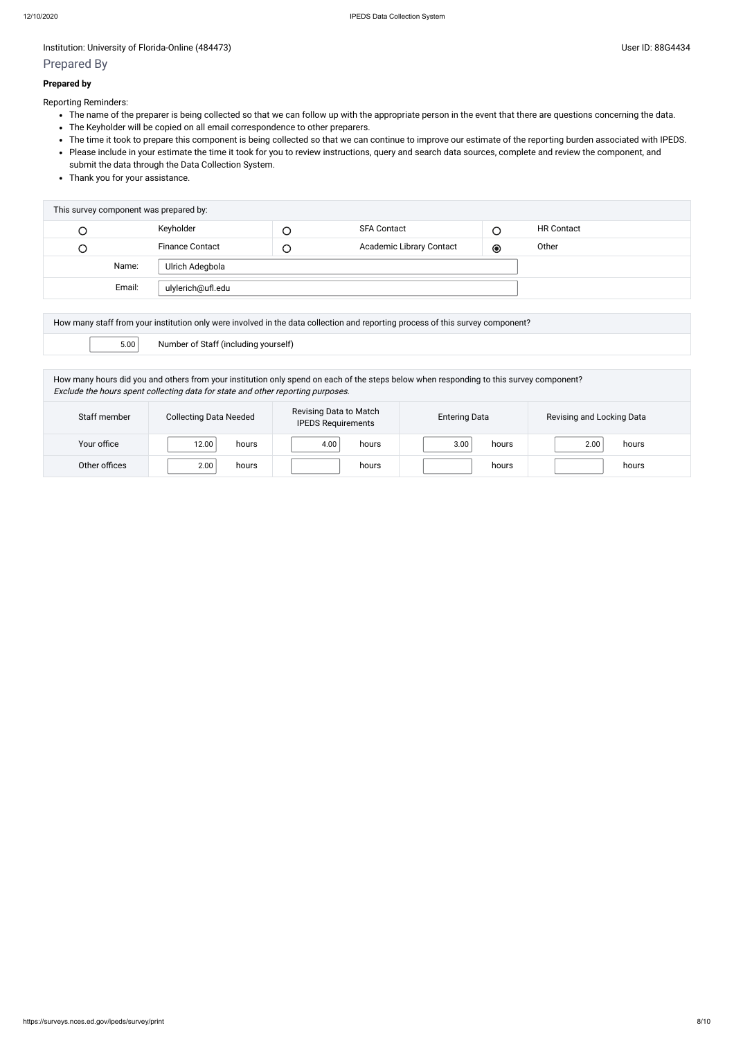Institution: University of Florida-Online (484473)

User ID: 88G4434

## Prepared By

**Prepared by**

Reporting Reminders:

- The name of the preparer is being collected so that we can follow up with the appropriate person in the event that there are questions concerning the data.
- The Keyholder will be copied on all email correspondence to other preparers.
- The time it took to prepare this component is being collected so that we can continue to improve our estimate of the reporting burden associated with IPEDS.
- Please include in your estimate the time it took for you to review instructions, query and search data sources, complete and review the component, and submit the data through the Data Collection System.
- Thank you for your assistance.

| This survey component was prepared by: | | | | | |
|---|---|---|---|---|---|
| ○ | Keyholder | ○ | SFA Contact | ○ | HR Contact |
| ○ | Finance Contact | ○ | Academic Library Contact | ◉ | Other |
| Name: | Ulrich Adegbola | | | | |
| Email: | ulylerich@ufl.edu | | | | |

| How many staff from your institution only were involved in the data collection and reporting process of this survey component? | |
|---|---|
| 5.00 | Number of Staff (including yourself) |

How many hours did you and others from your institution only spend on each of the steps below when responding to this survey component?
*Exclude the hours spent collecting data for state and other reporting purposes.*

| Staff member | Collecting Data Needed | Revising Data to Match IPEDS Requirements | Entering Data | Revising and Locking Data |
|---|---|---|---|---|
| Your office | 12.00 hours | 4.00 hours | 3.00 hours | 2.00 hours |
| Other offices | 2.00 hours | hours | hours | hours |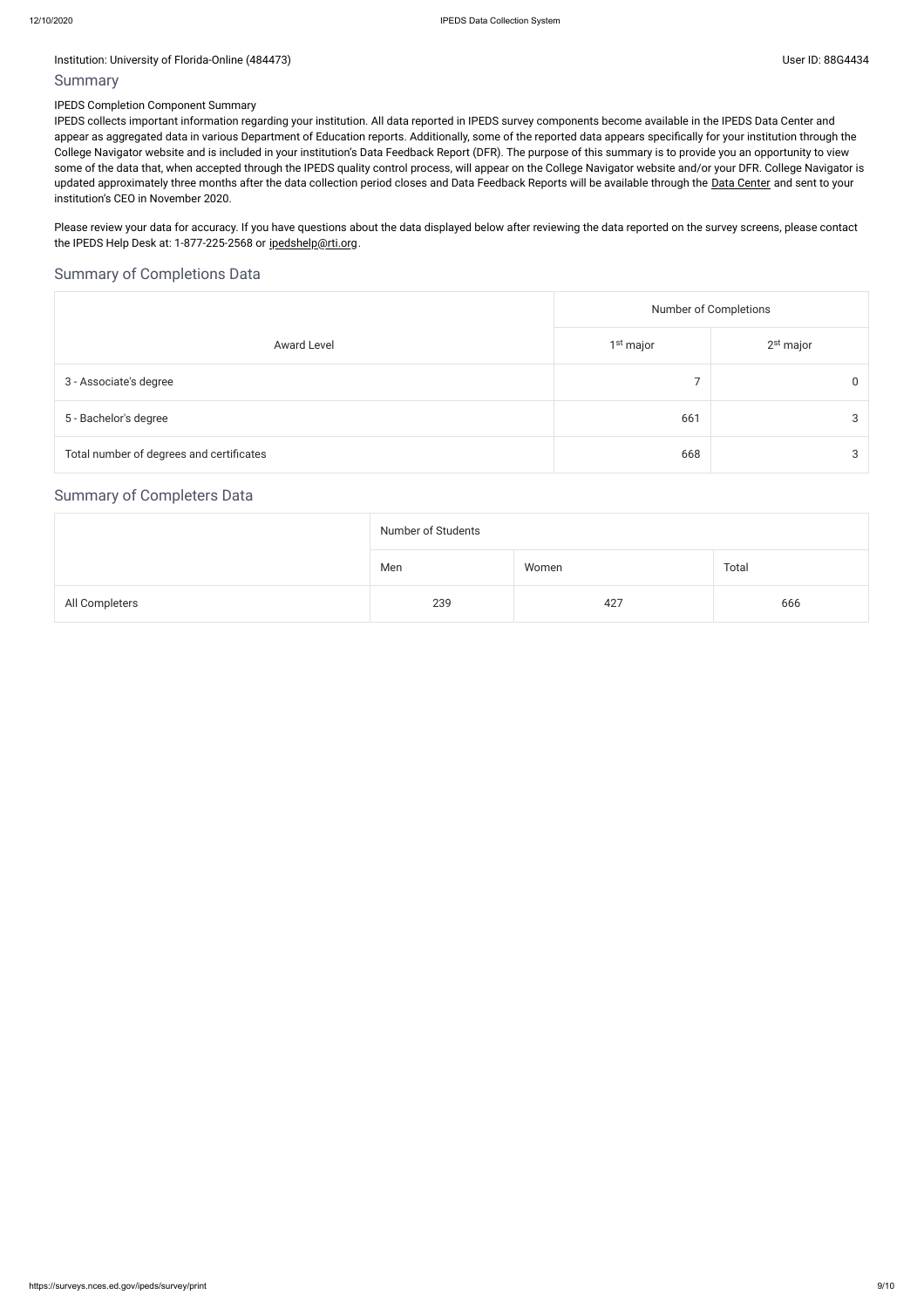Institution: University of Florida-Online (484473)

User ID: 88G4434

## Summary

IPEDS Completion Component Summary

IPEDS collects important information regarding your institution. All data reported in IPEDS survey components become available in the IPEDS Data Center and appear as aggregated data in various Department of Education reports. Additionally, some of the reported data appears specifically for your institution through the College Navigator website and is included in your institution's Data Feedback Report (DFR). The purpose of this summary is to provide you an opportunity to view some of the data that, when accepted through the IPEDS quality control process, will appear on the College Navigator website and/or your DFR. College Navigator is updated approximately three months after the data collection period closes and Data Feedback Reports will be available through the Data Center and sent to your institution's CEO in November 2020.

Please review your data for accuracy. If you have questions about the data displayed below after reviewing the data reported on the survey screens, please contact the IPEDS Help Desk at: 1-877-225-2568 or ipedshelp@rti.org.

## Summary of Completions Data

| Award Level | Number of Completions | |
|---|---|---|
| | 1st major | 2st major |
| 3 - Associate's degree | 7 | 0 |
| 5 - Bachelor's degree | 661 | 3 |
| Total number of degrees and certificates | 668 | 3 |

## Summary of Completers Data

| | Number of Students | | |
|---|---|---|---|
| | Men | Women | Total |
| All Completers | 239 | 427 | 666 |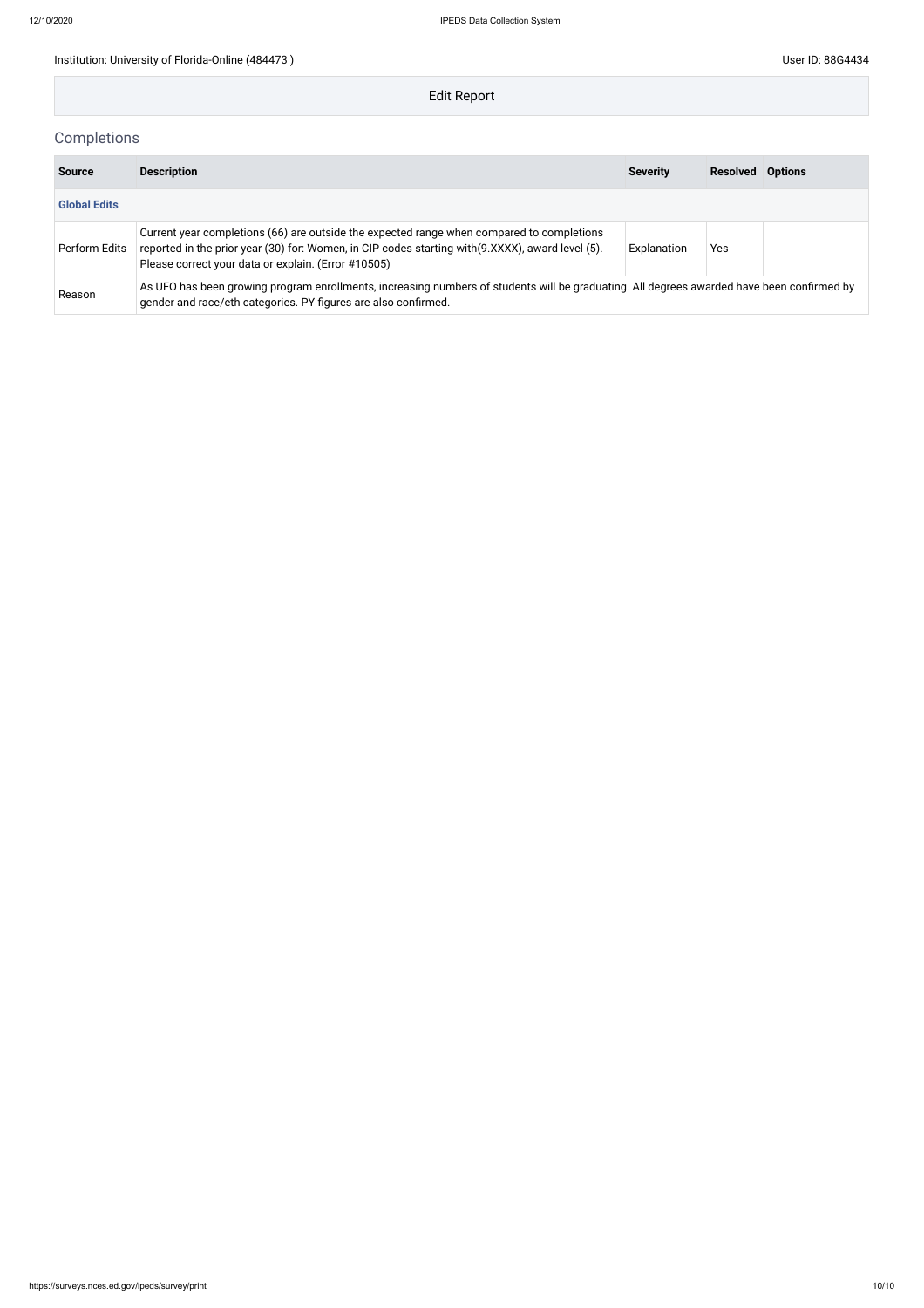Institution: University of Florida-Online (484473 )

User ID: 88G4434

# Edit Report

## Completions

| Source | Description | Severity | Resolved | Options |
| --- | --- | --- | --- | --- |
| **Global Edits** | | | | |
| Perform Edits | Current year completions (66) are outside the expected range when compared to completions reported in the prior year (30) for: Women, in CIP codes starting with(9.XXXX), award level (5). Please correct your data or explain. (Error #10505) | Explanation | Yes | |
| Reason | As UFO has been growing program enrollments, increasing numbers of students will be graduating. All degrees awarded have been confirmed by gender and race/eth categories. PY figures are also confirmed. | | | |